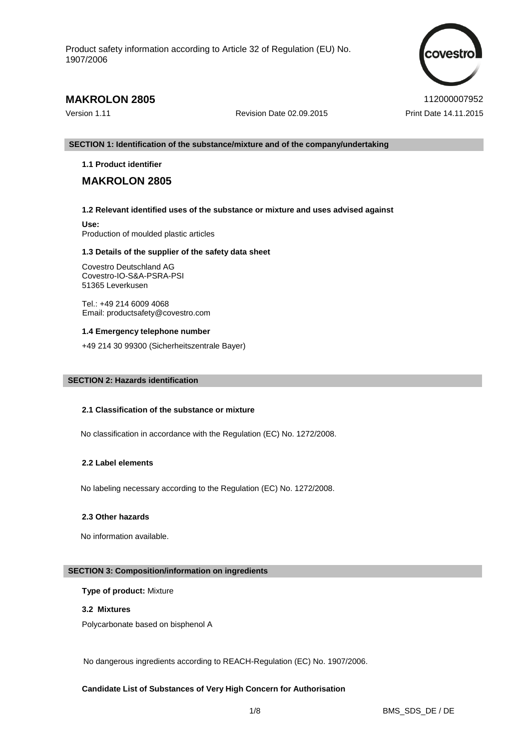Product safety information according to Article 32 of Regulation (EU) No. 1907/2006

# MAKROLON 2805

112000007952

Version 1.11 | Revision Date 02.09.2015 | Print Date 14.11.2015

## SECTION 1: Identification of the substance/mixture and of the company/undertaking

### 1.1 Product identifier

**MAKROLON 2805**

### 1.2 Relevant identified uses of the substance or mixture and uses advised against

**Use:**
Production of moulded plastic articles

### 1.3 Details of the supplier of the safety data sheet

Covestro Deutschland AG
Covestro-IO-S&A-PSRA-PSI
51365 Leverkusen

Tel.: +49 214 6009 4068
Email: productsafety@covestro.com

### 1.4 Emergency telephone number

+49 214 30 99300 (Sicherheitszentrale Bayer)

## SECTION 2: Hazards identification

### 2.1 Classification of the substance or mixture

No classification in accordance with the Regulation (EC) No. 1272/2008.

### 2.2 Label elements

No labeling necessary according to the Regulation (EC) No. 1272/2008.

### 2.3 Other hazards

No information available.

## SECTION 3: Composition/information on ingredients

**Type of product:** Mixture

### 3.2 Mixtures

Polycarbonate based on bisphenol A

No dangerous ingredients according to REACH-Regulation (EC) No. 1907/2006.

**Candidate List of Substances of Very High Concern for Authorisation**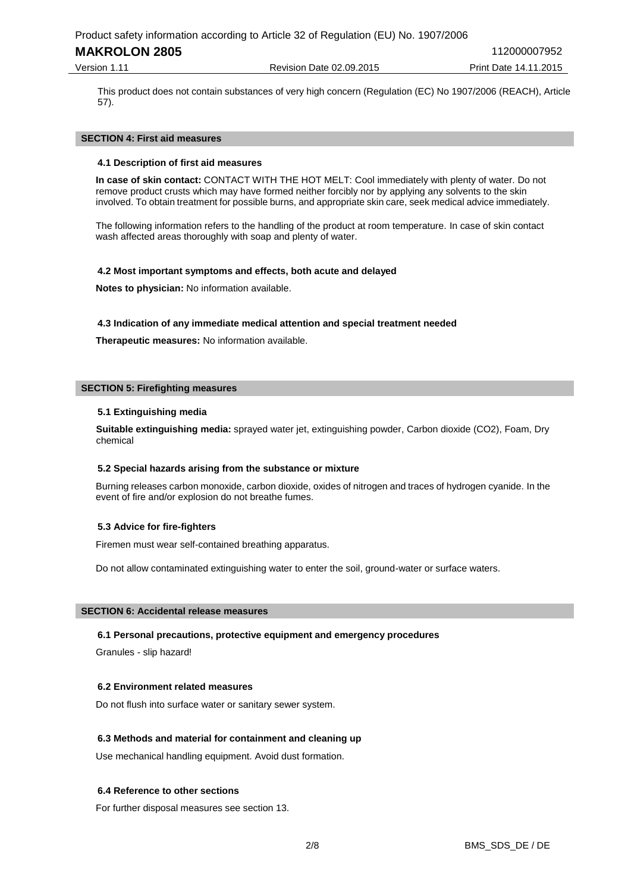This product does not contain substances of very high concern (Regulation (EC) No 1907/2006 (REACH), Article 57).

## SECTION 4: First aid measures

### 4.1 Description of first aid measures

**In case of skin contact:** CONTACT WITH THE HOT MELT: Cool immediately with plenty of water. Do not remove product crusts which may have formed neither forcibly nor by applying any solvents to the skin involved. To obtain treatment for possible burns, and appropriate skin care, seek medical advice immediately.

The following information refers to the handling of the product at room temperature. In case of skin contact wash affected areas thoroughly with soap and plenty of water.

### 4.2 Most important symptoms and effects, both acute and delayed

**Notes to physician:** No information available.

### 4.3 Indication of any immediate medical attention and special treatment needed

**Therapeutic measures:** No information available.

## SECTION 5: Firefighting measures

### 5.1 Extinguishing media

**Suitable extinguishing media:** sprayed water jet, extinguishing powder, Carbon dioxide ($CO_2$), Foam, Dry chemical

### 5.2 Special hazards arising from the substance or mixture

Burning releases carbon monoxide, carbon dioxide, oxides of nitrogen and traces of hydrogen cyanide. In the event of fire and/or explosion do not breathe fumes.

### 5.3 Advice for fire-fighters

Firemen must wear self-contained breathing apparatus.

Do not allow contaminated extinguishing water to enter the soil, ground-water or surface waters.

## SECTION 6: Accidental release measures

### 6.1 Personal precautions, protective equipment and emergency procedures

Granules - slip hazard!

### 6.2 Environment related measures

Do not flush into surface water or sanitary sewer system.

### 6.3 Methods and material for containment and cleaning up

Use mechanical handling equipment. Avoid dust formation.

### 6.4 Reference to other sections

For further disposal measures see section 13.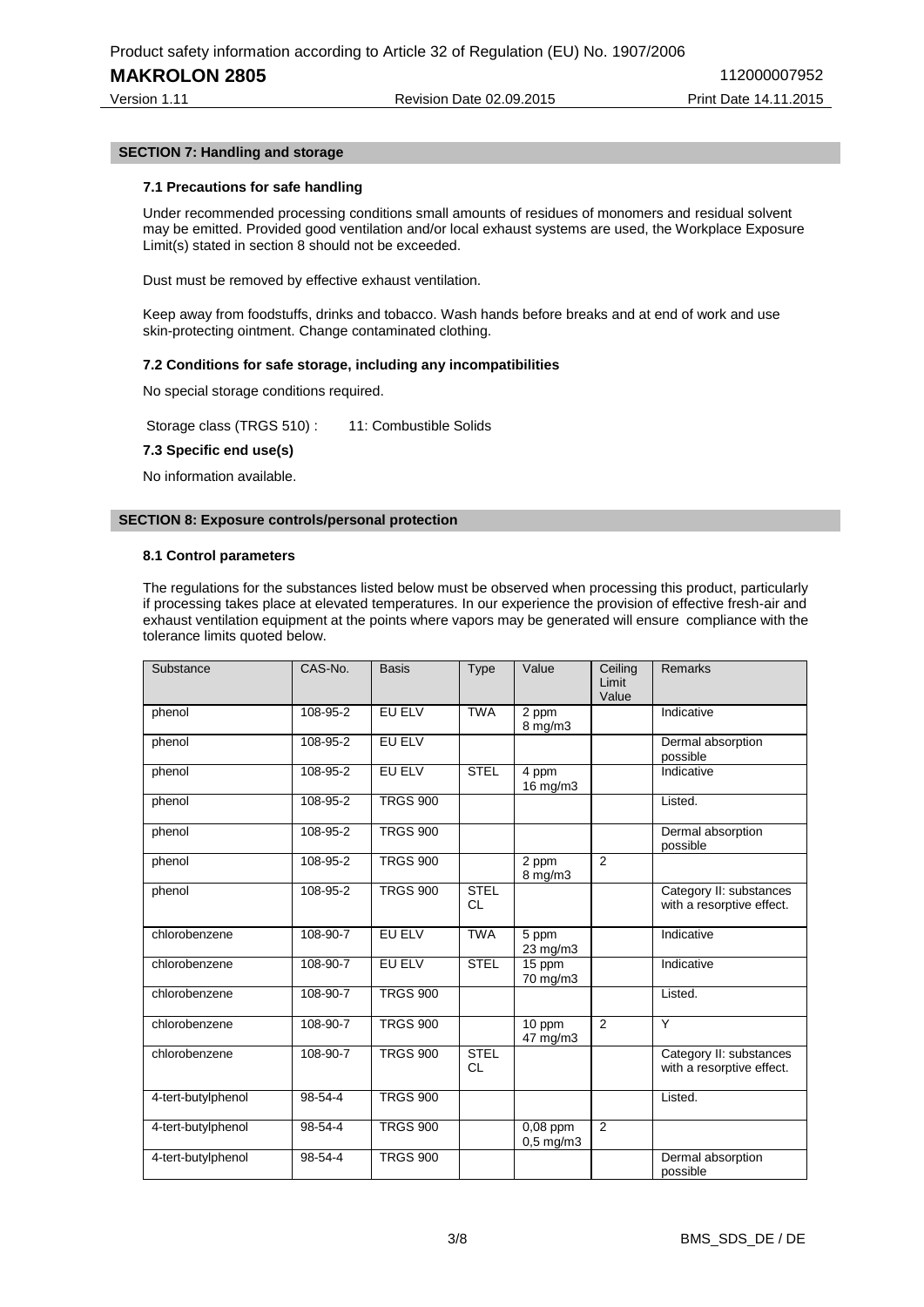## SECTION 7: Handling and storage

### 7.1 Precautions for safe handling

Under recommended processing conditions small amounts of residues of monomers and residual solvent may be emitted. Provided good ventilation and/or local exhaust systems are used, the Workplace Exposure Limit(s) stated in section 8 should not be exceeded.

Dust must be removed by effective exhaust ventilation.

Keep away from foodstuffs, drinks and tobacco. Wash hands before breaks and at end of work and use skin-protecting ointment. Change contaminated clothing.

### 7.2 Conditions for safe storage, including any incompatibilities

No special storage conditions required.

Storage class (TRGS 510) : 11: Combustible Solids

### 7.3 Specific end use(s)

No information available.

## SECTION 8: Exposure controls/personal protection

### 8.1 Control parameters

The regulations for the substances listed below must be observed when processing this product, particularly if processing takes place at elevated temperatures. In our experience the provision of effective fresh-air and exhaust ventilation equipment at the points where vapors may be generated will ensure compliance with the tolerance limits quoted below.

| Substance | CAS-No. | Basis | Type | Value | Ceiling Limit Value | Remarks |
|---|---|---|---|---|---|---|
| phenol | 108-95-2 | EU ELV | TWA | 2 ppm 8 mg/m3 | | Indicative |
| phenol | 108-95-2 | EU ELV | | | | Dermal absorption possible |
| phenol | 108-95-2 | EU ELV | STEL | 4 ppm 16 mg/m3 | | Indicative |
| phenol | 108-95-2 | TRGS 900 | | | | Listed. |
| phenol | 108-95-2 | TRGS 900 | | | | Dermal absorption possible |
| phenol | 108-95-2 | TRGS 900 | | 2 ppm 8 mg/m3 | 2 | |
| phenol | 108-95-2 | TRGS 900 | STEL CL | | | Category II: substances with a resorptive effect. |
| chlorobenzene | 108-90-7 | EU ELV | TWA | 5 ppm 23 mg/m3 | | Indicative |
| chlorobenzene | 108-90-7 | EU ELV | STEL | 15 ppm 70 mg/m3 | | Indicative |
| chlorobenzene | 108-90-7 | TRGS 900 | | | | Listed. |
| chlorobenzene | 108-90-7 | TRGS 900 | | 10 ppm 47 mg/m3 | 2 | Y |
| chlorobenzene | 108-90-7 | TRGS 900 | STEL CL | | | Category II: substances with a resorptive effect. |
| 4-tert-butylphenol | 98-54-4 | TRGS 900 | | | | Listed. |
| 4-tert-butylphenol | 98-54-4 | TRGS 900 | | 0,08 ppm 0,5 mg/m3 | 2 | |
| 4-tert-butylphenol | 98-54-4 | TRGS 900 | | | | Dermal absorption possible |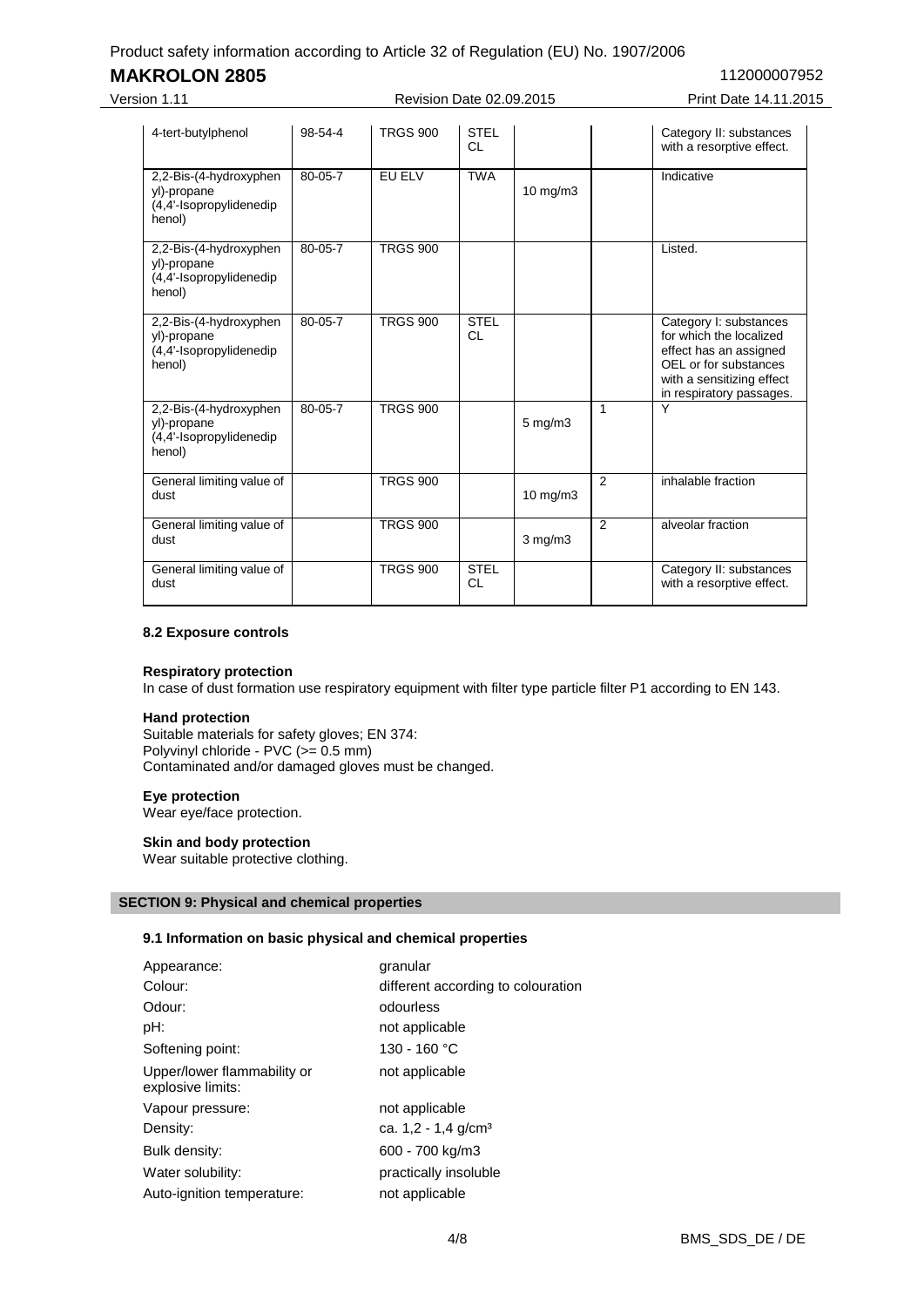| | | | | | | |
|---|---|---|---|---|---|---|
| 4-tert-butylphenol | 98-54-4 | TRGS 900 | STEL CL | | | Category II: substances with a resorptive effect. |
| 2,2-Bis-(4-hydroxyphenyl)-propane (4,4'-Isopropylidenediphenol) | 80-05-7 | EU ELV | TWA | 10 mg/m3 | | Indicative |
| 2,2-Bis-(4-hydroxyphenyl)-propane (4,4'-Isopropylidenediphenol) | 80-05-7 | TRGS 900 | | | | Listed. |
| 2,2-Bis-(4-hydroxyphenyl)-propane (4,4'-Isopropylidenediphenol) | 80-05-7 | TRGS 900 | STEL CL | | | Category I: substances for which the localized effect has an assigned OEL or for substances with a sensitizing effect in respiratory passages. |
| 2,2-Bis-(4-hydroxyphenyl)-propane (4,4'-Isopropylidenediphenol) | 80-05-7 | TRGS 900 | | 5 mg/m3 | 1 | Y |
| General limiting value of dust | | TRGS 900 | | 10 mg/m3 | 2 | inhalable fraction |
| General limiting value of dust | | TRGS 900 | | 3 mg/m3 | 2 | alveolar fraction |
| General limiting value of dust | | TRGS 900 | STEL CL | | | Category II: substances with a resorptive effect. |

### 8.2 Exposure controls

**Respiratory protection**
In case of dust formation use respiratory equipment with filter type particle filter P1 according to EN 143.

**Hand protection**
Suitable materials for safety gloves; EN 374:
Polyvinyl chloride - PVC (>= 0.5 mm)
Contaminated and/or damaged gloves must be changed.

**Eye protection**
Wear eye/face protection.

**Skin and body protection**
Wear suitable protective clothing.

## SECTION 9: Physical and chemical properties

### 9.1 Information on basic physical and chemical properties

| | |
|---|---|
| Appearance: | granular |
| Colour: | different according to colouration |
| Odour: | odourless |
| pH: | not applicable |
| Softening point: | 130 - 160 °C |
| Upper/lower flammability or explosive limits: | not applicable |
| Vapour pressure: | not applicable |
| Density: | ca. 1,2 - 1,4 g/cm³ |
| Bulk density: | 600 - 700 kg/m3 |
| Water solubility: | practically insoluble |
| Auto-ignition temperature: | not applicable |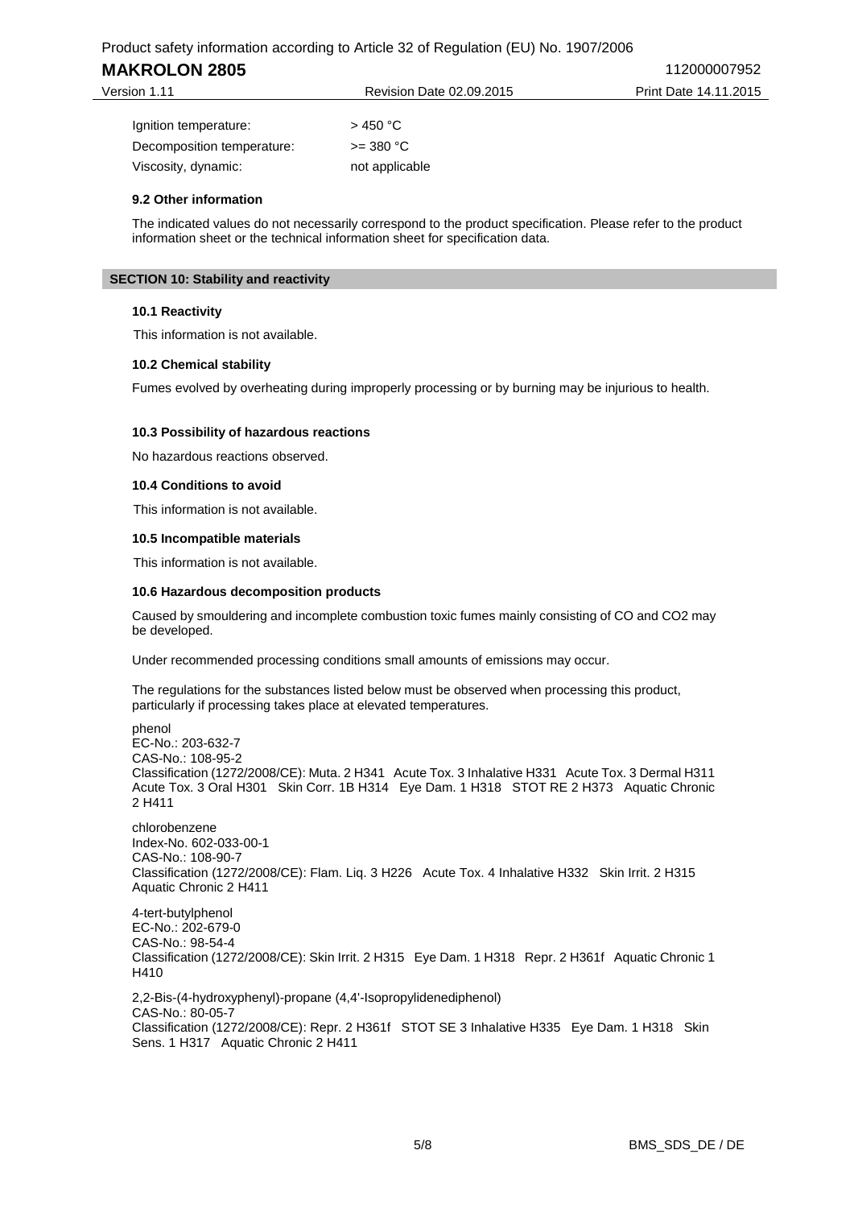| | |
|---|---|
| Ignition temperature: | > 450 °C |
| Decomposition temperature: | >= 380 °C |
| Viscosity, dynamic: | not applicable |

### 9.2 Other information

The indicated values do not necessarily correspond to the product specification. Please refer to the product information sheet or the technical information sheet for specification data.

## SECTION 10: Stability and reactivity

### 10.1 Reactivity

This information is not available.

### 10.2 Chemical stability

Fumes evolved by overheating during improperly processing or by burning may be injurious to health.

### 10.3 Possibility of hazardous reactions

No hazardous reactions observed.

### 10.4 Conditions to avoid

This information is not available.

### 10.5 Incompatible materials

This information is not available.

### 10.6 Hazardous decomposition products

Caused by smouldering and incomplete combustion toxic fumes mainly consisting of CO and $CO_2$ may be developed.

Under recommended processing conditions small amounts of emissions may occur.

The regulations for the substances listed below must be observed when processing this product, particularly if processing takes place at elevated temperatures.

phenol
EC-No.: 203-632-7
CAS-No.: 108-95-2
Classification (1272/2008/CE): Muta. 2 H341 Acute Tox. 3 Inhalative H331 Acute Tox. 3 Dermal H311 Acute Tox. 3 Oral H301 Skin Corr. 1B H314 Eye Dam. 1 H318 STOT RE 2 H373 Aquatic Chronic 2 H411

chlorobenzene
Index-No. 602-033-00-1
CAS-No.: 108-90-7
Classification (1272/2008/CE): Flam. Liq. 3 H226 Acute Tox. 4 Inhalative H332 Skin Irrit. 2 H315 Aquatic Chronic 2 H411

4-tert-butylphenol
EC-No.: 202-679-0
CAS-No.: 98-54-4
Classification (1272/2008/CE): Skin Irrit. 2 H315 Eye Dam. 1 H318 Repr. 2 H361f Aquatic Chronic 1 H410

2,2-Bis-(4-hydroxyphenyl)-propane (4,4'-Isopropylidenediphenol)
CAS-No.: 80-05-7
Classification (1272/2008/CE): Repr. 2 H361f STOT SE 3 Inhalative H335 Eye Dam. 1 H318 Skin Sens. 1 H317 Aquatic Chronic 2 H411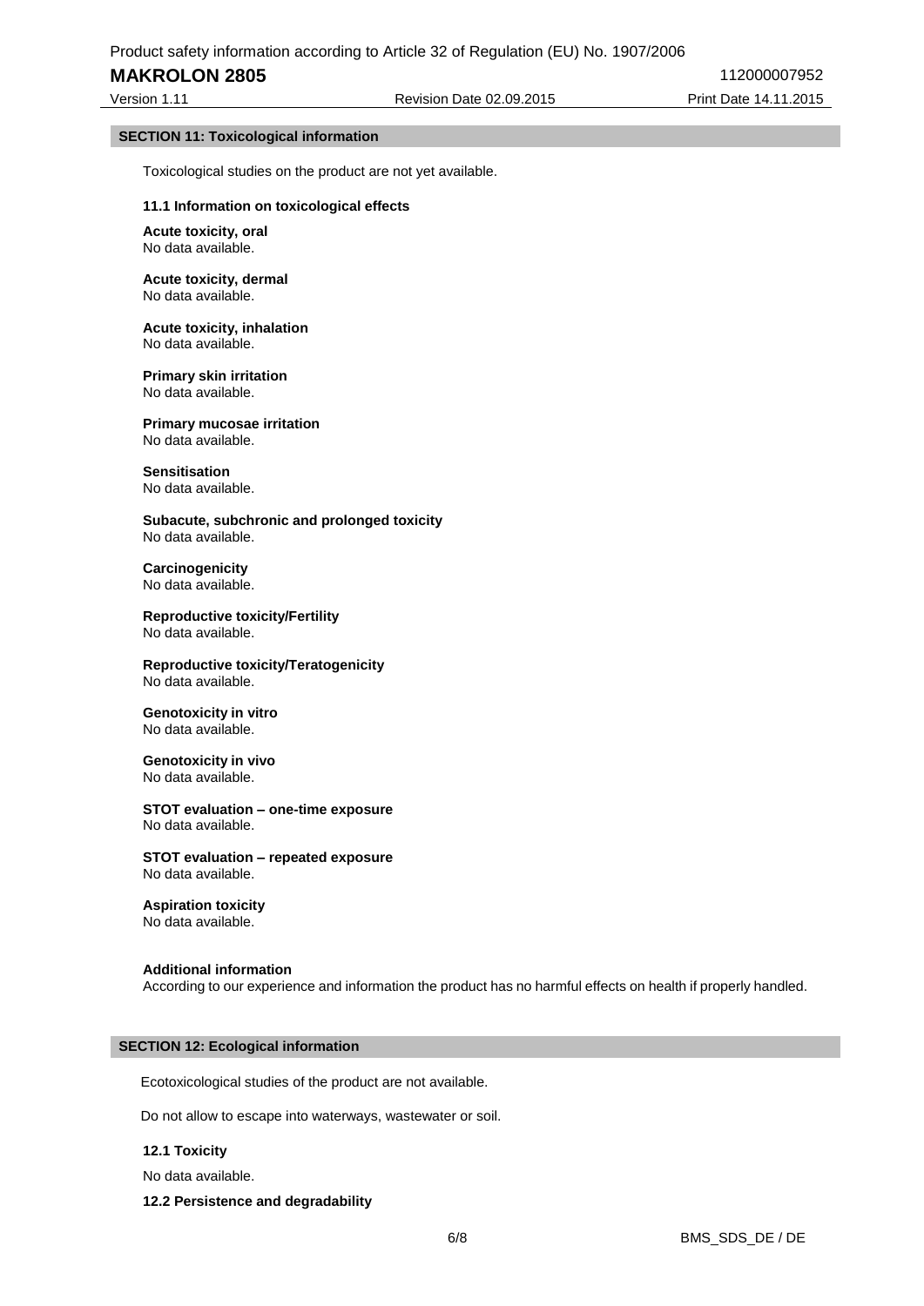## SECTION 11: Toxicological information

Toxicological studies on the product are not yet available.

### 11.1 Information on toxicological effects

**Acute toxicity, oral**
No data available.

**Acute toxicity, dermal**
No data available.

**Acute toxicity, inhalation**
No data available.

**Primary skin irritation**
No data available.

**Primary mucosae irritation**
No data available.

**Sensitisation**
No data available.

**Subacute, subchronic and prolonged toxicity**
No data available.

**Carcinogenicity**
No data available.

**Reproductive toxicity/Fertility**
No data available.

**Reproductive toxicity/Teratogenicity**
No data available.

**Genotoxicity in vitro**
No data available.

**Genotoxicity in vivo**
No data available.

**STOT evaluation – one-time exposure**
No data available.

**STOT evaluation – repeated exposure**
No data available.

**Aspiration toxicity**
No data available.

**Additional information**
According to our experience and information the product has no harmful effects on health if properly handled.

## SECTION 12: Ecological information

Ecotoxicological studies of the product are not available.

Do not allow to escape into waterways, wastewater or soil.

### 12.1 Toxicity

No data available.

### 12.2 Persistence and degradability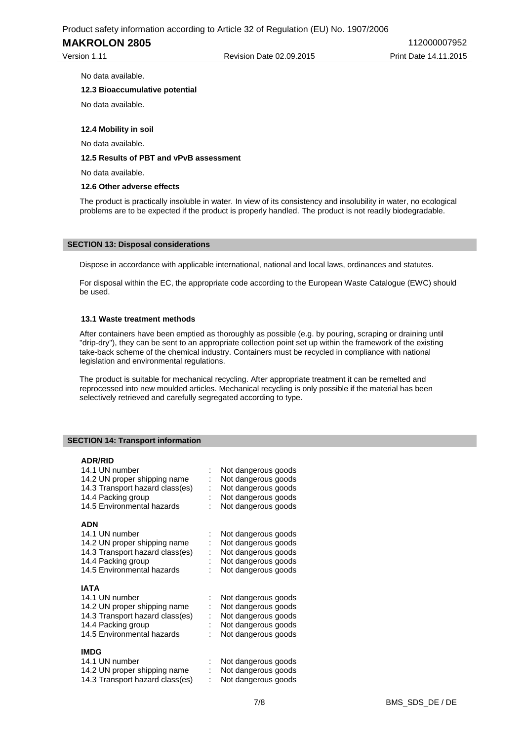No data available.

### 12.3 Bioaccumulative potential

No data available.

### 12.4 Mobility in soil

No data available.

### 12.5 Results of PBT and vPvB assessment

No data available.

### 12.6 Other adverse effects

The product is practically insoluble in water. In view of its consistency and insolubility in water, no ecological problems are to be expected if the product is properly handled. The product is not readily biodegradable.

## SECTION 13: Disposal considerations

Dispose in accordance with applicable international, national and local laws, ordinances and statutes.

For disposal within the EC, the appropriate code according to the European Waste Catalogue (EWC) should be used.

### 13.1 Waste treatment methods

After containers have been emptied as thoroughly as possible (e.g. by pouring, scraping or draining until "drip-dry"), they can be sent to an appropriate collection point set up within the framework of the existing take-back scheme of the chemical industry. Containers must be recycled in compliance with national legislation and environmental regulations.

The product is suitable for mechanical recycling. After appropriate treatment it can be remelted and reprocessed into new moulded articles. Mechanical recycling is only possible if the material has been selectively retrieved and carefully segregated according to type.

## SECTION 14: Transport information

**ADR/RID**

| | | |
|---|---|---|
| 14.1 UN number | : | Not dangerous goods |
| 14.2 UN proper shipping name | : | Not dangerous goods |
| 14.3 Transport hazard class(es) | : | Not dangerous goods |
| 14.4 Packing group | : | Not dangerous goods |
| 14.5 Environmental hazards | : | Not dangerous goods |

**ADN**

| | | |
|---|---|---|
| 14.1 UN number | : | Not dangerous goods |
| 14.2 UN proper shipping name | : | Not dangerous goods |
| 14.3 Transport hazard class(es) | : | Not dangerous goods |
| 14.4 Packing group | : | Not dangerous goods |
| 14.5 Environmental hazards | : | Not dangerous goods |

**IATA**

| | | |
|---|---|---|
| 14.1 UN number | : | Not dangerous goods |
| 14.2 UN proper shipping name | : | Not dangerous goods |
| 14.3 Transport hazard class(es) | : | Not dangerous goods |
| 14.4 Packing group | : | Not dangerous goods |
| 14.5 Environmental hazards | : | Not dangerous goods |

**IMDG**

| | | |
|---|---|---|
| 14.1 UN number | : | Not dangerous goods |
| 14.2 UN proper shipping name | : | Not dangerous goods |
| 14.3 Transport hazard class(es) | : | Not dangerous goods |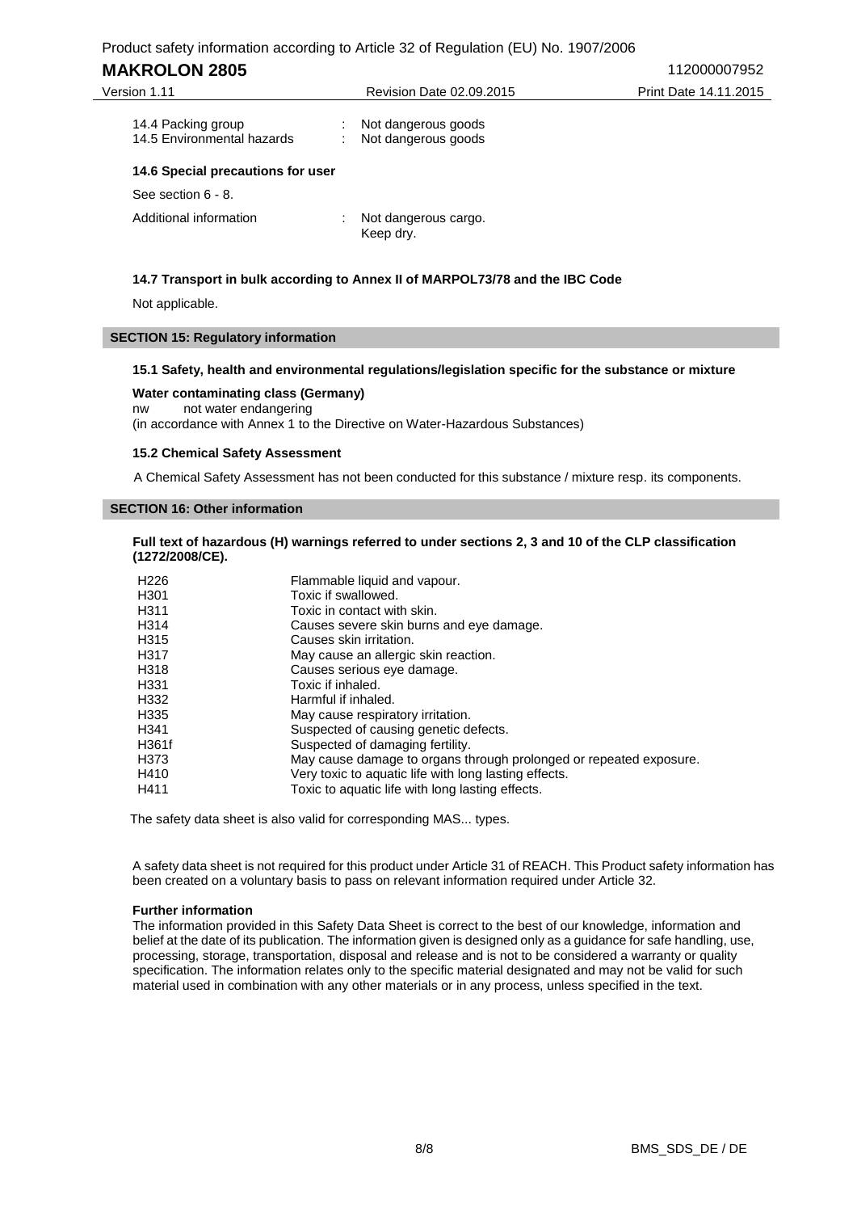| | | |
|---|---|---|
| 14.4 Packing group | : | Not dangerous goods |
| 14.5 Environmental hazards | : | Not dangerous goods |

**14.6 Special precautions for user**

See section 6 - 8.

| | | |
|---|---|---|
| Additional information | : | Not dangerous cargo.<br>Keep dry. |

**14.7 Transport in bulk according to Annex II of MARPOL73/78 and the IBC Code**

Not applicable.

## SECTION 15: Regulatory information

**15.1 Safety, health and environmental regulations/legislation specific for the substance or mixture**

**Water contaminating class (Germany)**
nw not water endangering
(in accordance with Annex 1 to the Directive on Water-Hazardous Substances)

**15.2 Chemical Safety Assessment**

A Chemical Safety Assessment has not been conducted for this substance / mixture resp. its components.

## SECTION 16: Other information

**Full text of hazardous (H) warnings referred to under sections 2, 3 and 10 of the CLP classification (1272/2008/CE).**

| | |
|---|---|
| H226 | Flammable liquid and vapour. |
| H301 | Toxic if swallowed. |
| H311 | Toxic in contact with skin. |
| H314 | Causes severe skin burns and eye damage. |
| H315 | Causes skin irritation. |
| H317 | May cause an allergic skin reaction. |
| H318 | Causes serious eye damage. |
| H331 | Toxic if inhaled. |
| H332 | Harmful if inhaled. |
| H335 | May cause respiratory irritation. |
| H341 | Suspected of causing genetic defects. |
| H361f | Suspected of damaging fertility. |
| H373 | May cause damage to organs through prolonged or repeated exposure. |
| H410 | Very toxic to aquatic life with long lasting effects. |
| H411 | Toxic to aquatic life with long lasting effects. |

The safety data sheet is also valid for corresponding MAS... types.

A safety data sheet is not required for this product under Article 31 of REACH. This Product safety information has been created on a voluntary basis to pass on relevant information required under Article 32.

**Further information**

The information provided in this Safety Data Sheet is correct to the best of our knowledge, information and belief at the date of its publication. The information given is designed only as a guidance for safe handling, use, processing, storage, transportation, disposal and release and is not to be considered a warranty or quality specification. The information relates only to the specific material designated and may not be valid for such material used in combination with any other materials or in any process, unless specified in the text.